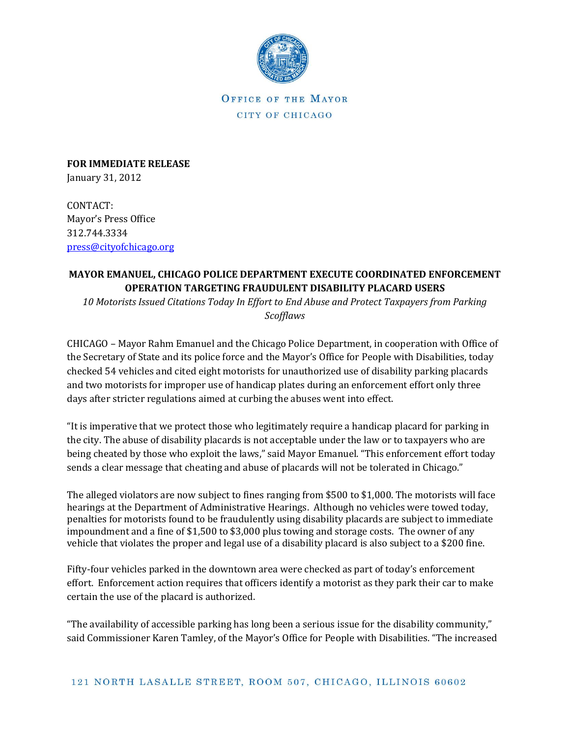OFFICE OF THE MAYOR

CITY OF CHICAGO

**FOR IMMEDIATE RELEASE**
January 31, 2012

CONTACT:
Mayor's Press Office
312.744.3334
press@cityofchicago.org

**MAYOR EMANUEL, CHICAGO POLICE DEPARTMENT EXECUTE COORDINATED ENFORCEMENT OPERATION TARGETING FRAUDULENT DISABILITY PLACARD USERS**

*10 Motorists Issued Citations Today In Effort to End Abuse and Protect Taxpayers from Parking Scofflaws*

CHICAGO – Mayor Rahm Emanuel and the Chicago Police Department, in cooperation with Office of the Secretary of State and its police force and the Mayor's Office for People with Disabilities, today checked 54 vehicles and cited eight motorists for unauthorized use of disability parking placards and two motorists for improper use of handicap plates during an enforcement effort only three days after stricter regulations aimed at curbing the abuses went into effect.

"It is imperative that we protect those who legitimately require a handicap placard for parking in the city. The abuse of disability placards is not acceptable under the law or to taxpayers who are being cheated by those who exploit the laws," said Mayor Emanuel. "This enforcement effort today sends a clear message that cheating and abuse of placards will not be tolerated in Chicago."

The alleged violators are now subject to fines ranging from $500 to $1,000. The motorists will face hearings at the Department of Administrative Hearings. Although no vehicles were towed today, penalties for motorists found to be fraudulently using disability placards are subject to immediate impoundment and a fine of $1,500 to $3,000 plus towing and storage costs. The owner of any vehicle that violates the proper and legal use of a disability placard is also subject to a $200 fine.

Fifty-four vehicles parked in the downtown area were checked as part of today's enforcement effort. Enforcement action requires that officers identify a motorist as they park their car to make certain the use of the placard is authorized.

"The availability of accessible parking has long been a serious issue for the disability community," said Commissioner Karen Tamley, of the Mayor's Office for People with Disabilities. "The increased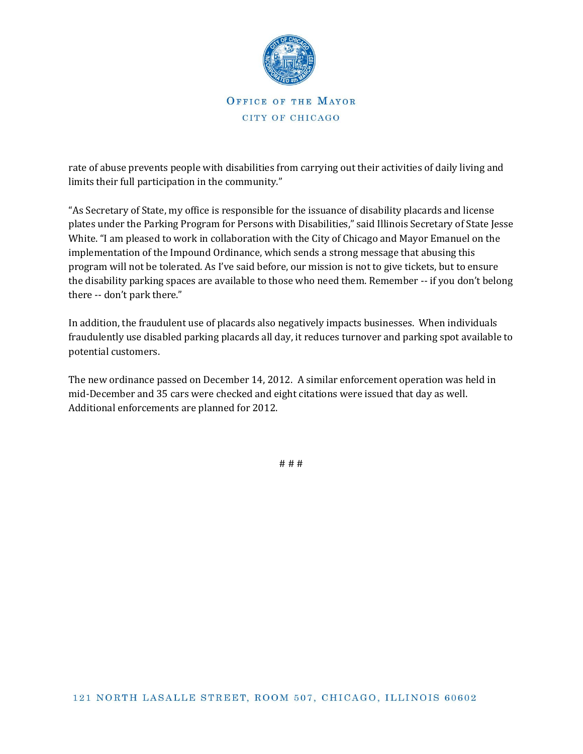rate of abuse prevents people with disabilities from carrying out their activities of daily living and limits their full participation in the community."

"As Secretary of State, my office is responsible for the issuance of disability placards and license plates under the Parking Program for Persons with Disabilities," said Illinois Secretary of State Jesse White. "I am pleased to work in collaboration with the City of Chicago and Mayor Emanuel on the implementation of the Impound Ordinance, which sends a strong message that abusing this program will not be tolerated. As I've said before, our mission is not to give tickets, but to ensure the disability parking spaces are available to those who need them. Remember -- if you don't belong there -- don't park there."

In addition, the fraudulent use of placards also negatively impacts businesses. When individuals fraudulently use disabled parking placards all day, it reduces turnover and parking spot available to potential customers.

The new ordinance passed on December 14, 2012. A similar enforcement operation was held in mid-December and 35 cars were checked and eight citations were issued that day as well. Additional enforcements are planned for 2012.

# # #